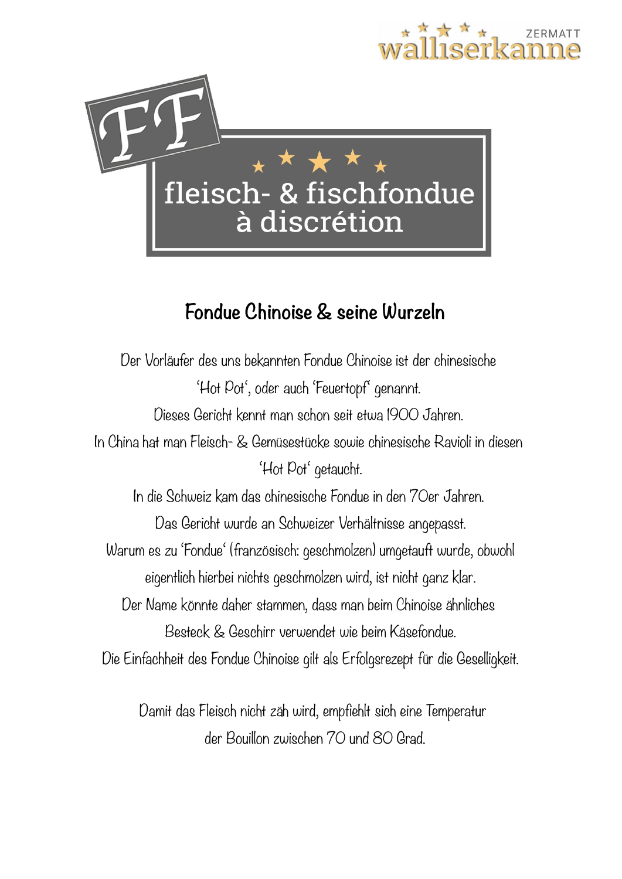walliserkanne ZERMATT

FF

# fleisch- & fischfondue à discrétion

## Fondue Chinoise & seine Wurzeln

Der Vorläufer des uns bekannten Fondue Chinoise ist der chinesische 'Hot Pot', oder auch 'Feuertopf' genannt.
Dieses Gericht kennt man schon seit etwa 1900 Jahren.
In China hat man Fleisch- & Gemüsestücke sowie chinesische Ravioli in diesen 'Hot Pot' getaucht.
In die Schweiz kam das chinesische Fondue in den 70er Jahren.
Das Gericht wurde an Schweizer Verhältnisse angepasst.
Warum es zu 'Fondue' (französisch: geschmolzen) umgetauft wurde, obwohl eigentlich hierbei nichts geschmolzen wird, ist nicht ganz klar.
Der Name könnte daher stammen, dass man beim Chinoise ähnliches Besteck & Geschirr verwendet wie beim Käsefondue.
Die Einfachheit des Fondue Chinoise gilt als Erfolgsrezept für die Geselligkeit.

Damit das Fleisch nicht zäh wird, empfiehlt sich eine Temperatur der Bouillon zwischen 70 und 80 Grad.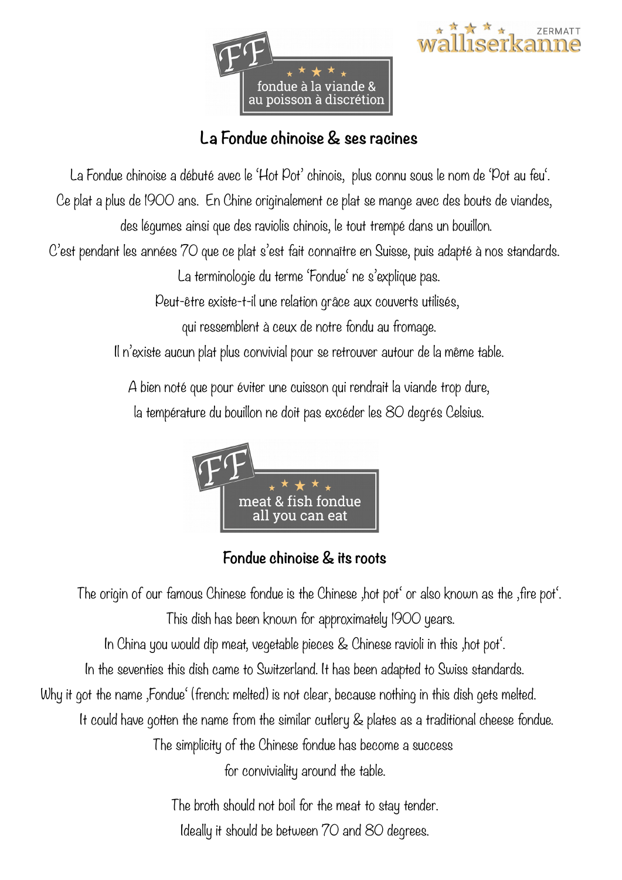FF

fondue à la viande & au poisson à discrétion

walliserkanne ZERMATT

## La Fondue chinoise & ses racines

La Fondue chinoise a débuté avec le 'Hot Pot' chinois, plus connu sous le nom de 'Pot au feu'.
Ce plat a plus de 1900 ans. En Chine originalement ce plat se mange avec des bouts de viandes, des légumes ainsi que des raviolis chinois, le tout trempé dans un bouillon.
C'est pendant les années 70 que ce plat s'est fait connaître en Suisse, puis adapté à nos standards.
La terminologie du terme 'Fondue' ne s'explique pas.
Peut-être existe-t-il une relation grâce aux couverts utilisés, qui ressemblent à ceux de notre fondu au fromage.
Il n'existe aucun plat plus convivial pour se retrouver autour de la même table.

A bien noté que pour éviter une cuisson qui rendrait la viande trop dure, la température du bouillon ne doit pas excéder les 80 degrés Celsius.

FF

meat & fish fondue all you can eat

## Fondue chinoise & its roots

The origin of our famous Chinese fondue is the Chinese ‚hot pot' or also known as the ‚fire pot'.
This dish has been known for approximately 1900 years.
In China you would dip meat, vegetable pieces & Chinese ravioli in this ‚hot pot'.
In the seventies this dish came to Switzerland. It has been adapted to Swiss standards.
Why it got the name ‚Fondue' (french: melted) is not clear, because nothing in this dish gets melted.
It could have gotten the name from the similar cutlery & plates as a traditional cheese fondue.
The simplicity of the Chinese fondue has become a success for conviviality around the table.

The broth should not boil for the meat to stay tender.
Ideally it should be between 70 and 80 degrees.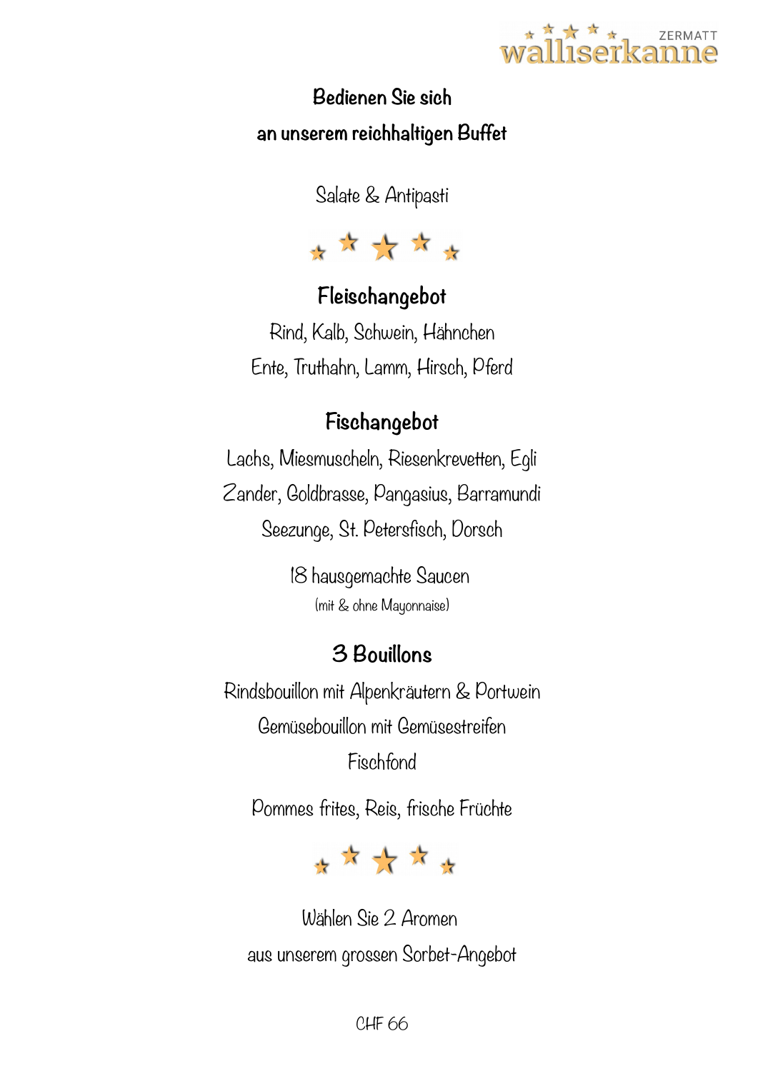**Bedienen Sie sich**
**an unserem reichhaltigen Buffet**

Salate & Antipasti

## Fleischangebot

Rind, Kalb, Schwein, Hähnchen
Ente, Truthahn, Lamm, Hirsch, Pferd

## Fischangebot

Lachs, Miesmuscheln, Riesenkrevetten, Egli
Zander, Goldbrasse, Pangasius, Barramundi
Seezunge, St. Petersfisch, Dorsch

18 hausgemachte Saucen
(mit & ohne Mayonnaise)

## 3 Bouillons

Rindsbouillon mit Alpenkräutern & Portwein
Gemüsebouillon mit Gemüsestreifen
Fischfond

Pommes frites, Reis, frische Früchte

Wählen Sie 2 Aromen
aus unserem grossen Sorbet-Angebot

CHF 66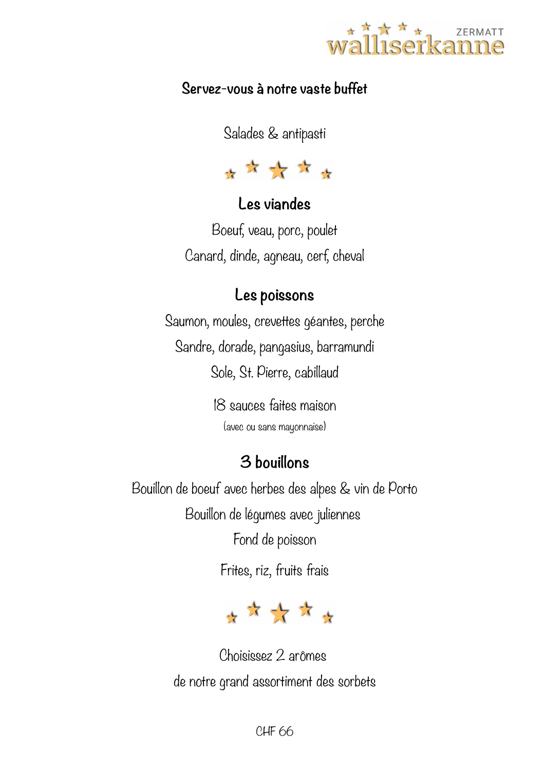## Servez-vous à notre vaste buffet

Salades & antipasti

### Les viandes

Boeuf, veau, porc, poulet

Canard, dinde, agneau, cerf, cheval

### Les poissons

Saumon, moules, crevettes géantes, perche

Sandre, dorade, pangasius, barramundi

Sole, St. Pierre, cabillaud

18 sauces faites maison

(avec ou sans mayonnaise)

### 3 bouillons

Bouillon de boeuf avec herbes des alpes & vin de Porto

Bouillon de légumes avec juliennes

Fond de poisson

Frites, riz, fruits frais

Choisissez 2 arômes

de notre grand assortiment des sorbets

CHF 66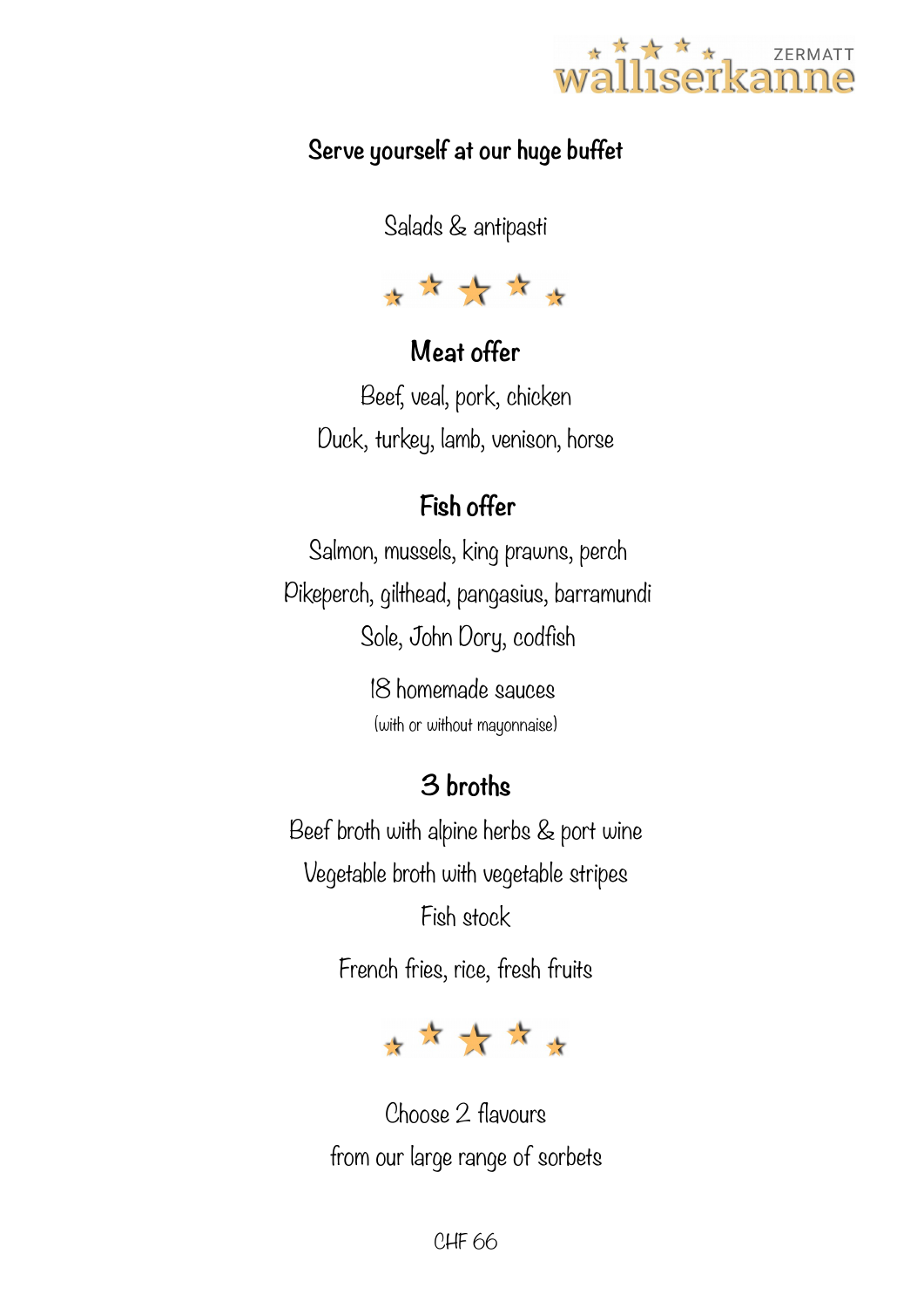ZERMATT walliserkanne

## Serve yourself at our huge buffet

Salads & antipasti

### Meat offer

Beef, veal, pork, chicken

Duck, turkey, lamb, venison, horse

### Fish offer

Salmon, mussels, king prawns, perch

Pikeperch, gilthead, pangasius, barramundi

Sole, John Dory, codfish

18 homemade sauces

(with or without mayonnaise)

### 3 broths

Beef broth with alpine herbs & port wine

Vegetable broth with vegetable stripes

Fish stock

French fries, rice, fresh fruits

Choose 2 flavours

from our large range of sorbets

CHF 66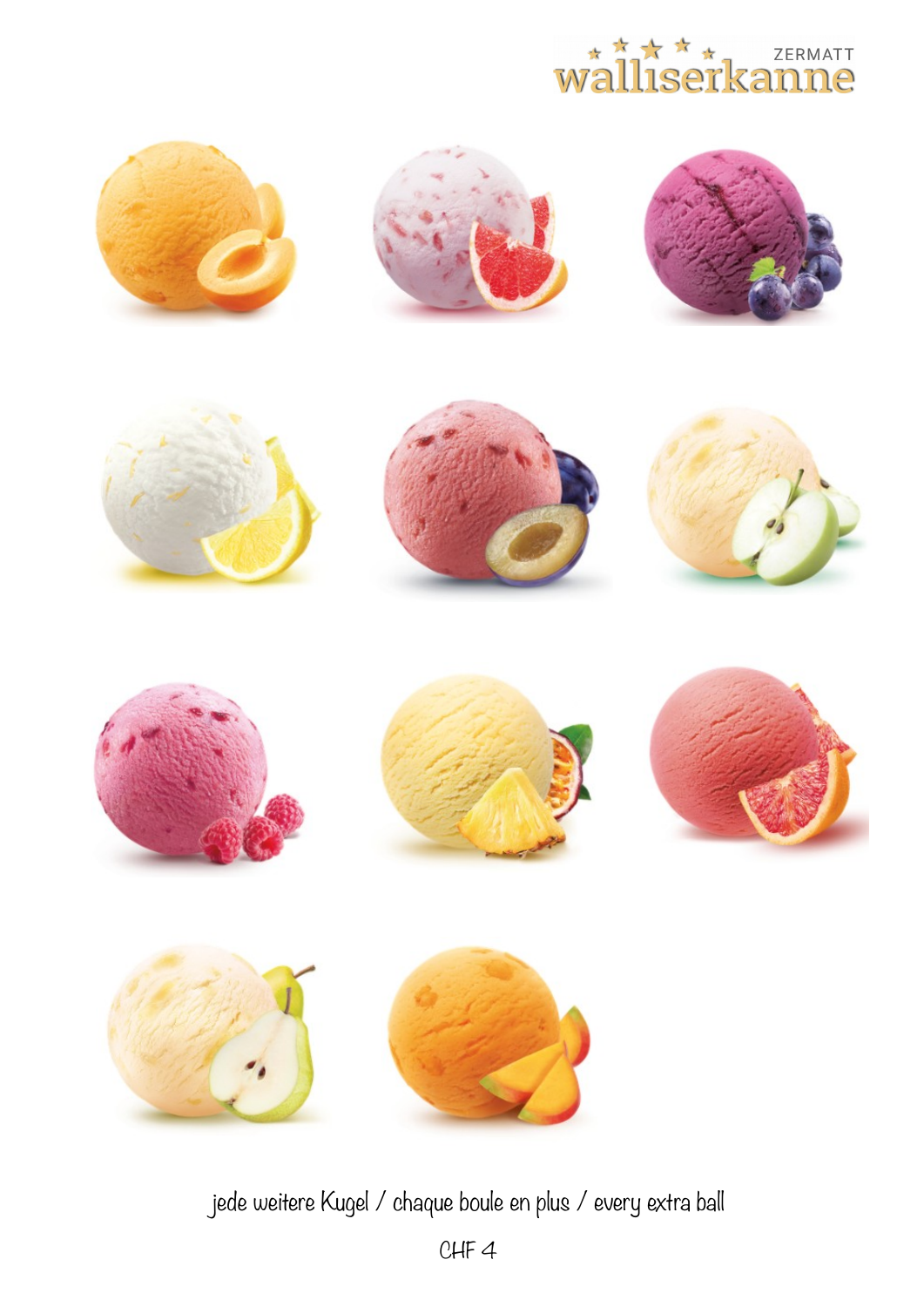jede weitere Kugel / chaque boule en plus / every extra ball

CHF 4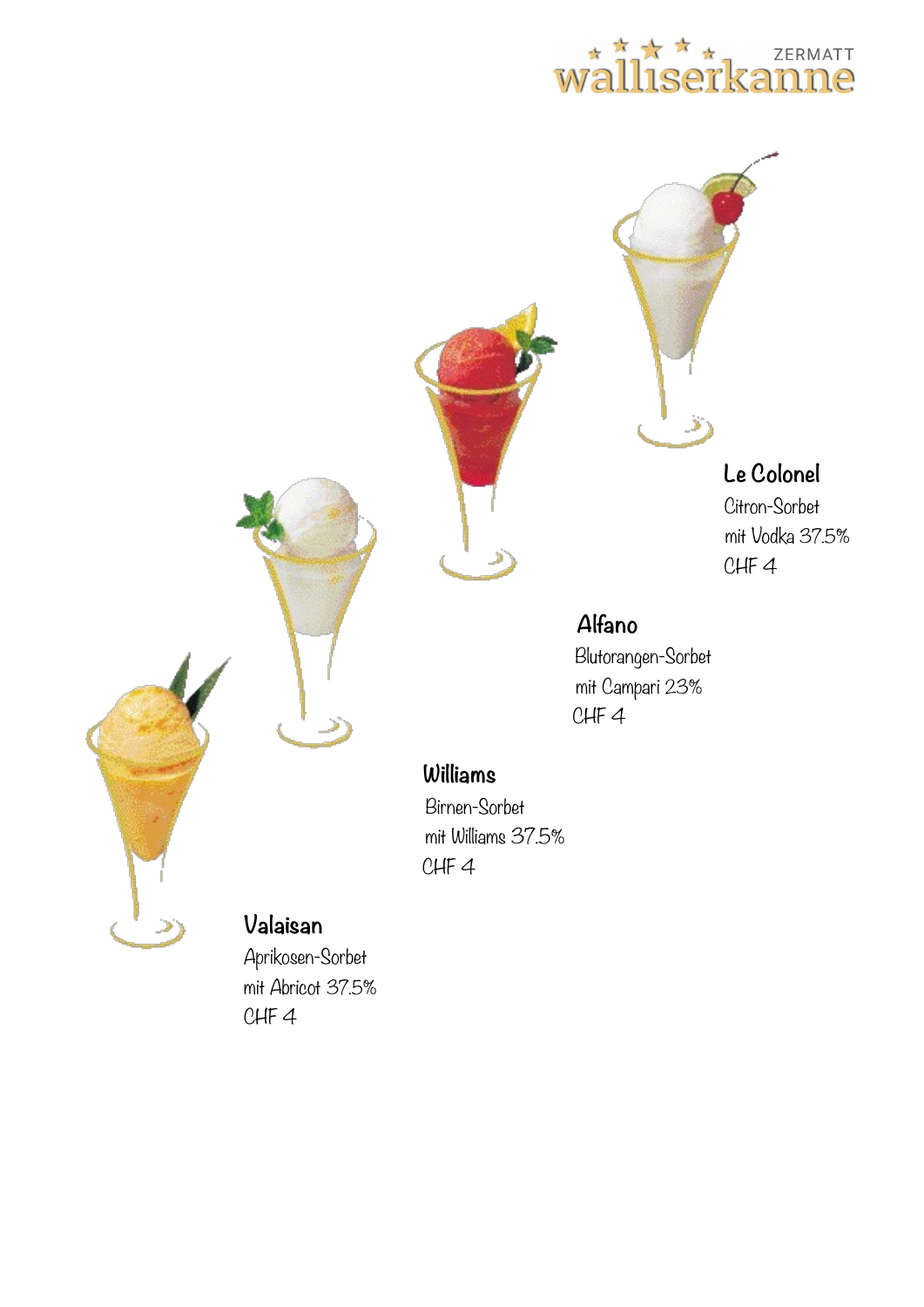**Le Colonel**
Citron-Sorbet
mit Vodka 37.5%
CHF 4

**Alfano**
Blutorangen-Sorbet
mit Campari 23%
CHF 4

**Williams**
Birnen-Sorbet
mit Williams 37.5%
CHF 4

**Valaisan**
Aprikosen-Sorbet
mit Abricot 37.5%
CHF 4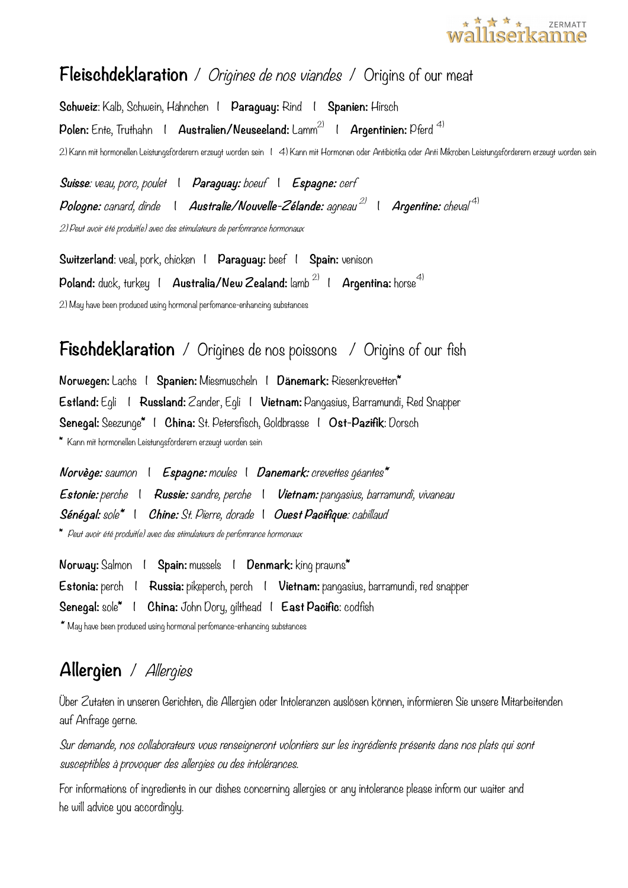## Fleischdeklaration / *Origines de nos viandes* / Origins of our meat

**Schweiz**: Kalb, Schwein, Hähnchen | **Paraguay:** Rind | **Spanien:** Hirsch

**Polen:** Ente, Truthahn | **Australien/Neuseeland:** Lamm[2)] | **Argentinien:** Pferd [4)]

2.) Kann mit hormonellen Leistungsförderern erzeugt worden sein | 4) Kann mit Hormonen oder Antibiotika oder Anti Mikroben Leistungsförderern erzeugt worden sein

***Suisse****: veau, porc, poulet* | ***Paraguay:*** *boeuf* | ***Espagne:*** *cerf*

***Pologne:*** *canard, dinde* | ***Australie/Nouvelle-Zélande:*** *agneau* [2)] | ***Argentine:*** *cheval* [4)]

*2.) Peut avoir été produit(e) avec des stimulateurs de perfomrance hormonaux*

**Switzerland**: veal, pork, chicken | **Paraguay:** beef | **Spain:** venison

**Poland:** duck, turkey | **Australia/New Zealand:** lamb [2)] | **Argentina:** horse[4)]

2.) May have been produced using hormonal perfomance-enhancing substances

## Fischdeklaration / Origines de nos poissons / Origins of our fish

**Norwegen:** Lachs | **Spanien:** Miesmuscheln | **Dänemark:** Riesenkrevetten*

**Estland:** Egli | **Russland:** Zander, Egli | **Vietnam:** Pangasius, Barramundi, Red Snapper

**Senegal:** Seezunge* | **China:** St. Petersfisch, Goldbrasse | **Ost-Pazifik**: Dorsch

* Kann mit hormonellen Leistungsförderern erzeugt worden sein

***Norvège:*** *saumon* | ***Espagne:*** *moules* | ***Danemark:*** *crevettes géantes**

***Estonie:*** *perche* | ***Russie:*** *sandre, perche* | ***Vietnam:*** *pangasius, barramundi, vivaneau*

***Sénégal:*** *sole** | ***Chine:*** *St. Pierre, dorade* | ***Ouest Pacifique****: cabillaud*

* *Peut avoir été produit(e) avec des stimulateurs de perfomrance hormonaux*

**Norway:** Salmon | **Spain:** mussels | **Denmark:** king prawns*

**Estonia:** perch | **Russia:** pikeperch, perch | **Vietnam:** pangasius, barramundi, red snapper

**Senegal:** sole* | **China:** John Dory, gilthead | **East Pacific**: codfish

* May have been produced using hormonal perfomance-enhancing substances

## Allergien / *Allergies*

Über Zutaten in unseren Gerichten, die Allergien oder Intoleranzen auslösen können, informieren Sie unsere Mitarbeitenden auf Anfrage gerne.

*Sur demande, nos collaborateurs vous renseigneront volontiers sur les ingrédients présents dans nos plats qui sont susceptibles à provoquer des allergies ou des intolérances.*

For informations of ingredients in our dishes concerning allergies or any intolerance please inform our waiter and he will advice you accordingly.